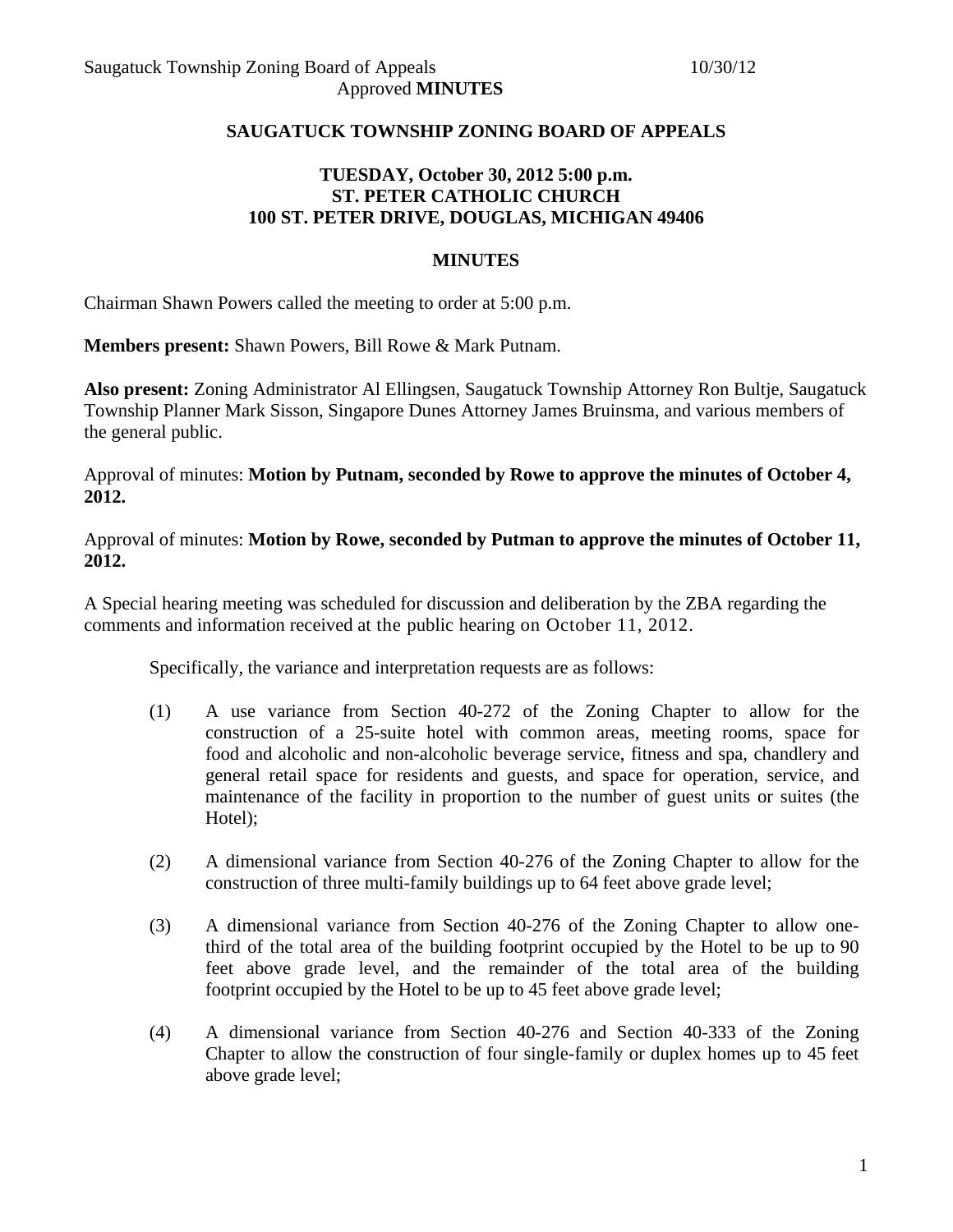**SAUGATUCK TOWNSHIP ZONING BOARD OF APPEALS**

**TUESDAY, October 30, 2012 5:00 p.m.**
**ST. PETER CATHOLIC CHURCH**
**100 ST. PETER DRIVE, DOUGLAS, MICHIGAN 49406**

**MINUTES**

Chairman Shawn Powers called the meeting to order at 5:00 p.m.

**Members present:** Shawn Powers, Bill Rowe & Mark Putnam.

**Also present:** Zoning Administrator Al Ellingsen, Saugatuck Township Attorney Ron Bultje, Saugatuck Township Planner Mark Sisson, Singapore Dunes Attorney James Bruinsma, and various members of the general public.

Approval of minutes: **Motion by Putnam, seconded by Rowe to approve the minutes of October 4, 2012.**

Approval of minutes: **Motion by Rowe, seconded by Putman to approve the minutes of October 11, 2012.**

A Special hearing meeting was scheduled for discussion and deliberation by the ZBA regarding the comments and information received at the public hearing on October 11, 2012.

Specifically, the variance and interpretation requests are as follows:

(1) A use variance from Section 40-272 of the Zoning Chapter to allow for the construction of a 25-suite hotel with common areas, meeting rooms, space for food and alcoholic and non-alcoholic beverage service, fitness and spa, chandlery and general retail space for residents and guests, and space for operation, service, and maintenance of the facility in proportion to the number of guest units or suites (the Hotel);

(2) A dimensional variance from Section 40-276 of the Zoning Chapter to allow for the construction of three multi-family buildings up to 64 feet above grade level;

(3) A dimensional variance from Section 40-276 of the Zoning Chapter to allow one-third of the total area of the building footprint occupied by the Hotel to be up to 90 feet above grade level, and the remainder of the total area of the building footprint occupied by the Hotel to be up to 45 feet above grade level;

(4) A dimensional variance from Section 40-276 and Section 40-333 of the Zoning Chapter to allow the construction of four single-family or duplex homes up to 45 feet above grade level;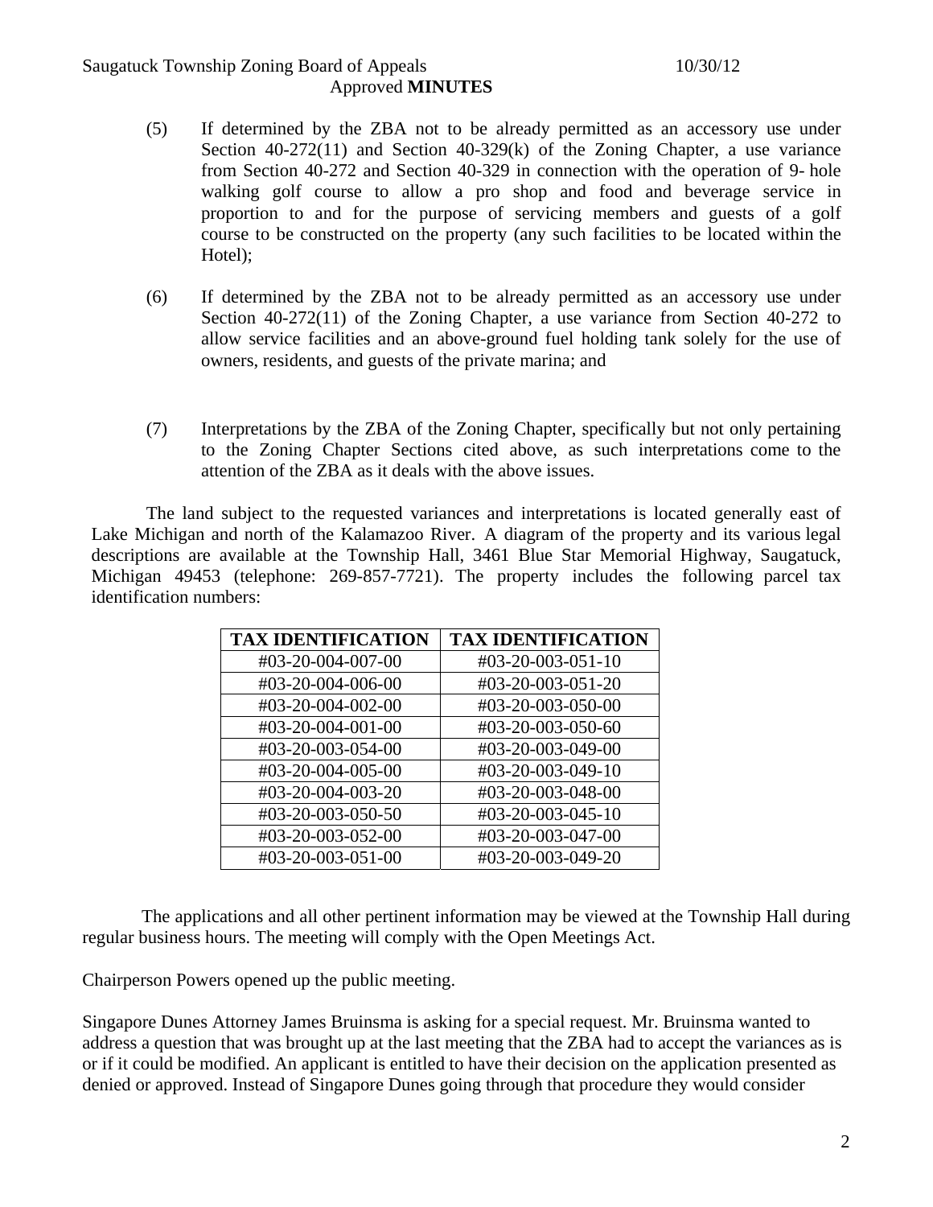(5) If determined by the ZBA not to be already permitted as an accessory use under Section 40-272(11) and Section 40-329(k) of the Zoning Chapter, a use variance from Section 40-272 and Section 40-329 in connection with the operation of 9- hole walking golf course to allow a pro shop and food and beverage service in proportion to and for the purpose of servicing members and guests of a golf course to be constructed on the property (any such facilities to be located within the Hotel);

(6) If determined by the ZBA not to be already permitted as an accessory use under Section 40-272(11) of the Zoning Chapter, a use variance from Section 40-272 to allow service facilities and an above-ground fuel holding tank solely for the use of owners, residents, and guests of the private marina; and

(7) Interpretations by the ZBA of the Zoning Chapter, specifically but not only pertaining to the Zoning Chapter Sections cited above, as such interpretations come to the attention of the ZBA as it deals with the above issues.

The land subject to the requested variances and interpretations is located generally east of Lake Michigan and north of the Kalamazoo River. A diagram of the property and its various legal descriptions are available at the Township Hall, 3461 Blue Star Memorial Highway, Saugatuck, Michigan 49453 (telephone: 269-857-7721). The property includes the following parcel tax identification numbers:

| TAX IDENTIFICATION | TAX IDENTIFICATION |
|---|---|
| #03-20-004-007-00 | #03-20-003-051-10 |
| #03-20-004-006-00 | #03-20-003-051-20 |
| #03-20-004-002-00 | #03-20-003-050-00 |
| #03-20-004-001-00 | #03-20-003-050-60 |
| #03-20-003-054-00 | #03-20-003-049-00 |
| #03-20-004-005-00 | #03-20-003-049-10 |
| #03-20-004-003-20 | #03-20-003-048-00 |
| #03-20-003-050-50 | #03-20-003-045-10 |
| #03-20-003-052-00 | #03-20-003-047-00 |
| #03-20-003-051-00 | #03-20-003-049-20 |

The applications and all other pertinent information may be viewed at the Township Hall during regular business hours. The meeting will comply with the Open Meetings Act.

Chairperson Powers opened up the public meeting.

Singapore Dunes Attorney James Bruinsma is asking for a special request. Mr. Bruinsma wanted to address a question that was brought up at the last meeting that the ZBA had to accept the variances as is or if it could be modified. An applicant is entitled to have their decision on the application presented as denied or approved. Instead of Singapore Dunes going through that procedure they would consider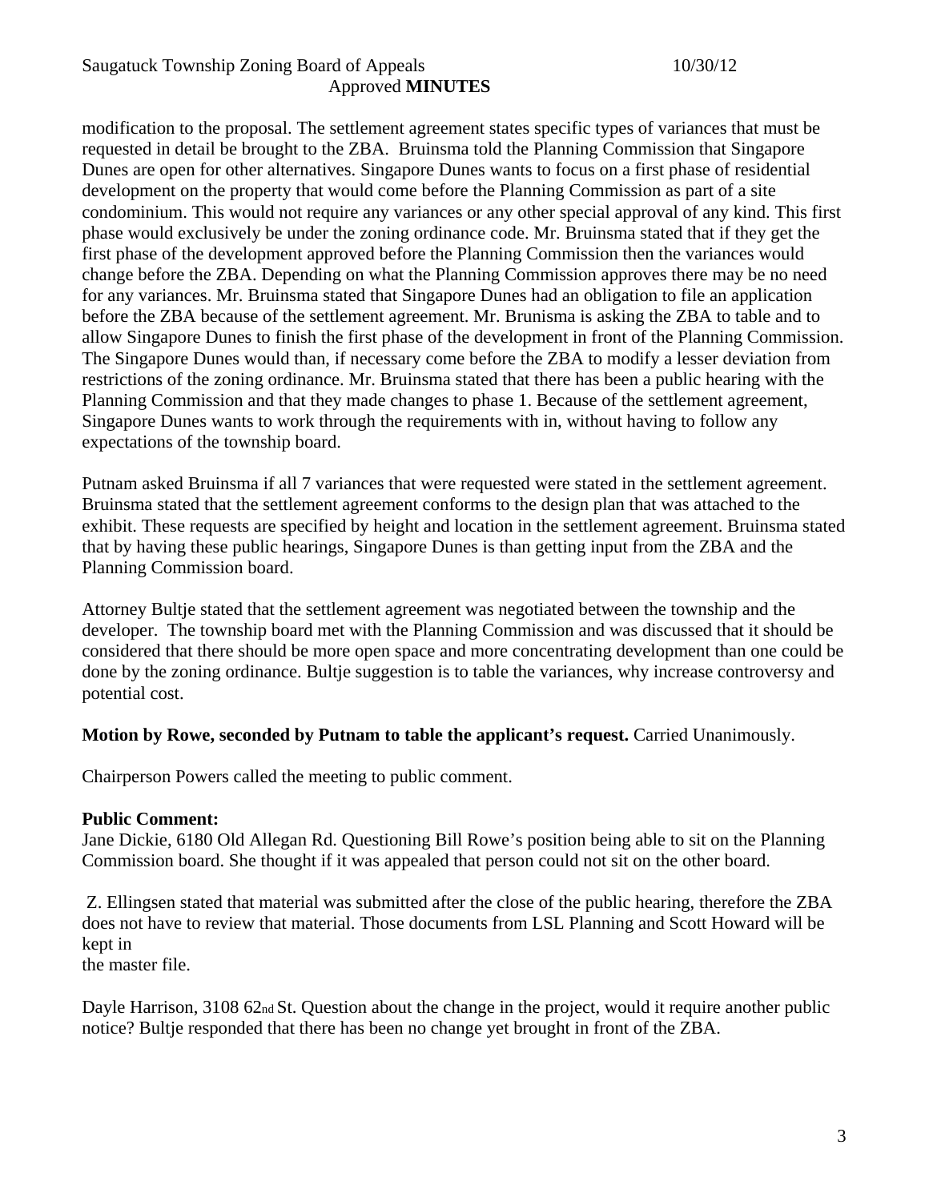modification to the proposal. The settlement agreement states specific types of variances that must be requested in detail be brought to the ZBA. Bruinsma told the Planning Commission that Singapore Dunes are open for other alternatives. Singapore Dunes wants to focus on a first phase of residential development on the property that would come before the Planning Commission as part of a site condominium. This would not require any variances or any other special approval of any kind. This first phase would exclusively be under the zoning ordinance code. Mr. Bruinsma stated that if they get the first phase of the development approved before the Planning Commission then the variances would change before the ZBA. Depending on what the Planning Commission approves there may be no need for any variances. Mr. Bruinsma stated that Singapore Dunes had an obligation to file an application before the ZBA because of the settlement agreement. Mr. Brunisma is asking the ZBA to table and to allow Singapore Dunes to finish the first phase of the development in front of the Planning Commission. The Singapore Dunes would than, if necessary come before the ZBA to modify a lesser deviation from restrictions of the zoning ordinance. Mr. Bruinsma stated that there has been a public hearing with the Planning Commission and that they made changes to phase 1. Because of the settlement agreement, Singapore Dunes wants to work through the requirements with in, without having to follow any expectations of the township board.

Putnam asked Bruinsma if all 7 variances that were requested were stated in the settlement agreement. Bruinsma stated that the settlement agreement conforms to the design plan that was attached to the exhibit. These requests are specified by height and location in the settlement agreement. Bruinsma stated that by having these public hearings, Singapore Dunes is than getting input from the ZBA and the Planning Commission board.

Attorney Bultje stated that the settlement agreement was negotiated between the township and the developer. The township board met with the Planning Commission and was discussed that it should be considered that there should be more open space and more concentrating development than one could be done by the zoning ordinance. Bultje suggestion is to table the variances, why increase controversy and potential cost.

**Motion by Rowe, seconded by Putnam to table the applicant's request.** Carried Unanimously.

Chairperson Powers called the meeting to public comment.

**Public Comment:**

Jane Dickie, 6180 Old Allegan Rd. Questioning Bill Rowe's position being able to sit on the Planning Commission board. She thought if it was appealed that person could not sit on the other board.

Z. Ellingsen stated that material was submitted after the close of the public hearing, therefore the ZBA does not have to review that material. Those documents from LSL Planning and Scott Howard will be kept in
the master file.

Dayle Harrison, 3108 62nd St. Question about the change in the project, would it require another public notice? Bultje responded that there has been no change yet brought in front of the ZBA.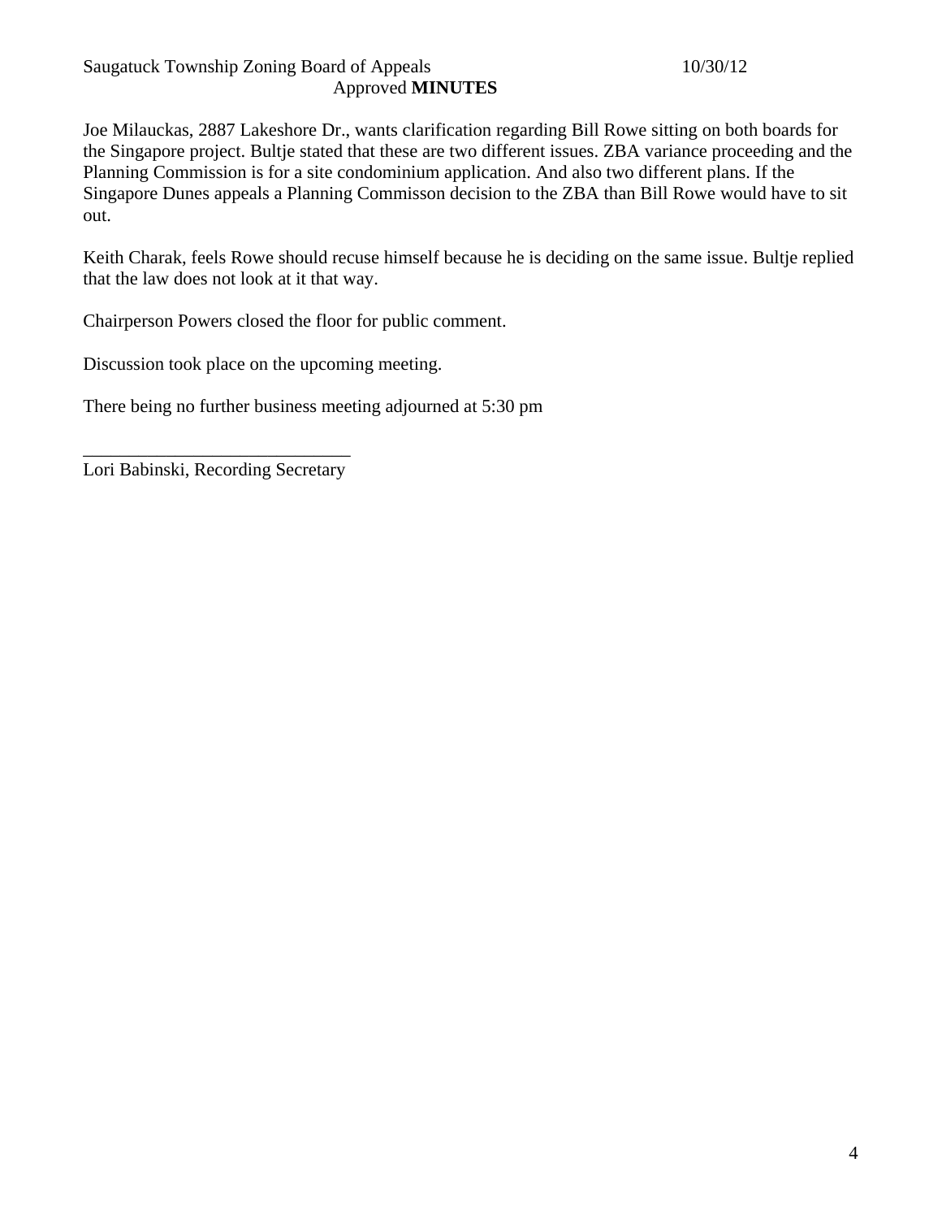Joe Milauckas, 2887 Lakeshore Dr., wants clarification regarding Bill Rowe sitting on both boards for the Singapore project. Bultje stated that these are two different issues. ZBA variance proceeding and the Planning Commission is for a site condominium application. And also two different plans. If the Singapore Dunes appeals a Planning Commisson decision to the ZBA than Bill Rowe would have to sit out.

Keith Charak, feels Rowe should recuse himself because he is deciding on the same issue. Bultje replied that the law does not look at it that way.

Chairperson Powers closed the floor for public comment.

Discussion took place on the upcoming meeting.

There being no further business meeting adjourned at 5:30 pm

_____________________________
Lori Babinski, Recording Secretary